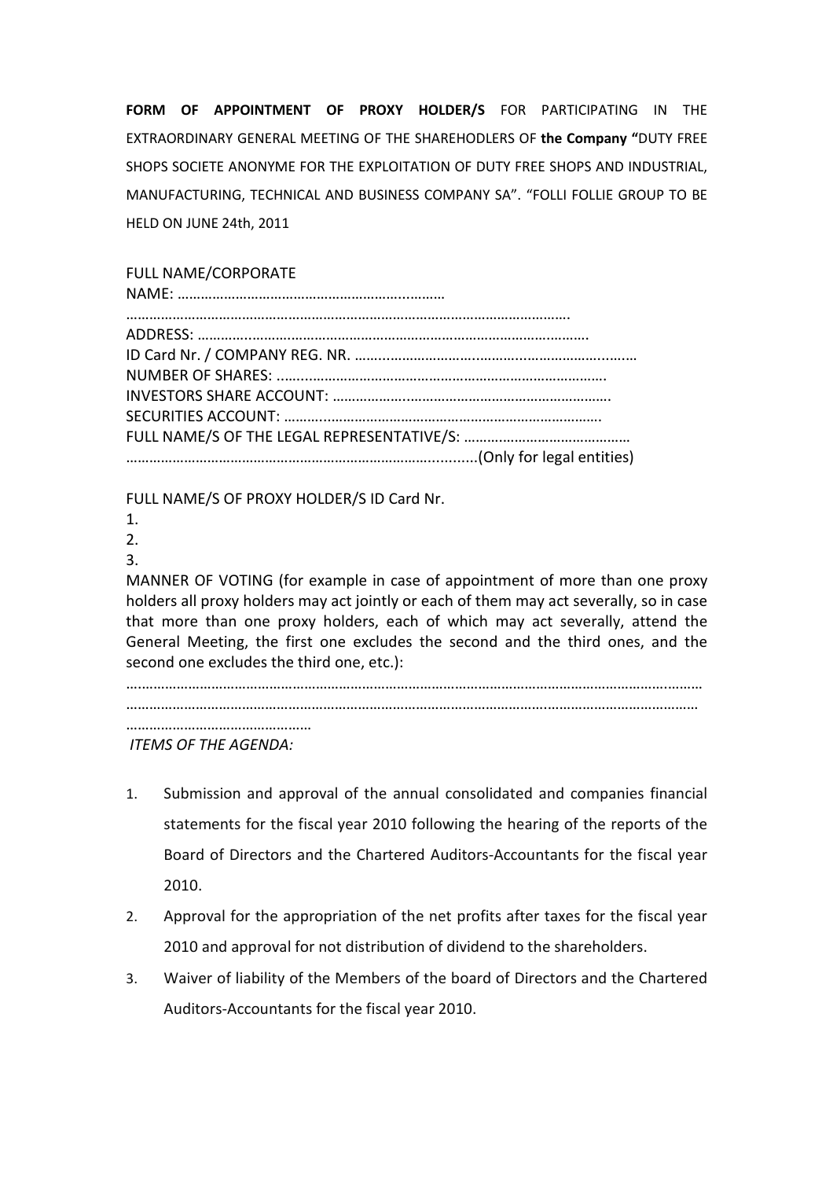**FORM OF APPOINTMENT OF PROXY HOLDER/S** FOR PARTICIPATING IN THE EXTRAORDINARY GENERAL MEETING OF THE SHAREHODLERS OF **the Company "**DUTY FREE SHOPS SOCIETE ANONYME FOR THE EXPLOITATION OF DUTY FREE SHOPS AND INDUSTRIAL, MANUFACTURING, TECHNICAL AND BUSINESS COMPANY SA". "FOLLI FOLLIE GROUP TO BE HELD ON JUNE 24th, 2011

FULL NAME/CORPORATE
NAME: ……………………………………………………..………
……………………………………………………………………………………………….
ADDRESS: ……………..……………………………………………………………………….
ID Card Nr. / COMPANY REG. NR. ……..…………………….……..…………………..…..…
NUMBER OF SHARES: ..…..……………………………………………………………….
INVESTORS SHARE ACCOUNT: …………………..………………………………………….
SECURITIES ACCOUNT: ……..………..………………………………………………….
FULL NAME/S OF THE LEGAL REPRESENTATIVE/S: ……….……………………………
……………………………………………………………………...........(Only for legal entities)

FULL NAME/S OF PROXY HOLDER/S ID Card Nr.
1.
2.
3.

MANNER OF VOTING (for example in case of appointment of more than one proxy holders all proxy holders may act jointly or each of them may act severally, so in case that more than one proxy holders, each of which may act severally, attend the General Meeting, the first one excludes the second and the third ones, and the second one excludes the third one, etc.):
…………………………………………………………………………………………………………………..………
……………………………………………………………………………………………..………………………………
…………………………………………

*ITEMS OF THE AGENDA:*

1. Submission and approval of the annual consolidated and companies financial statements for the fiscal year 2010 following the hearing of the reports of the Board of Directors and the Chartered Auditors-Accountants for the fiscal year 2010.
2. Approval for the appropriation of the net profits after taxes for the fiscal year 2010 and approval for not distribution of dividend to the shareholders.
3. Waiver of liability of the Members of the board of Directors and the Chartered Auditors-Accountants for the fiscal year 2010.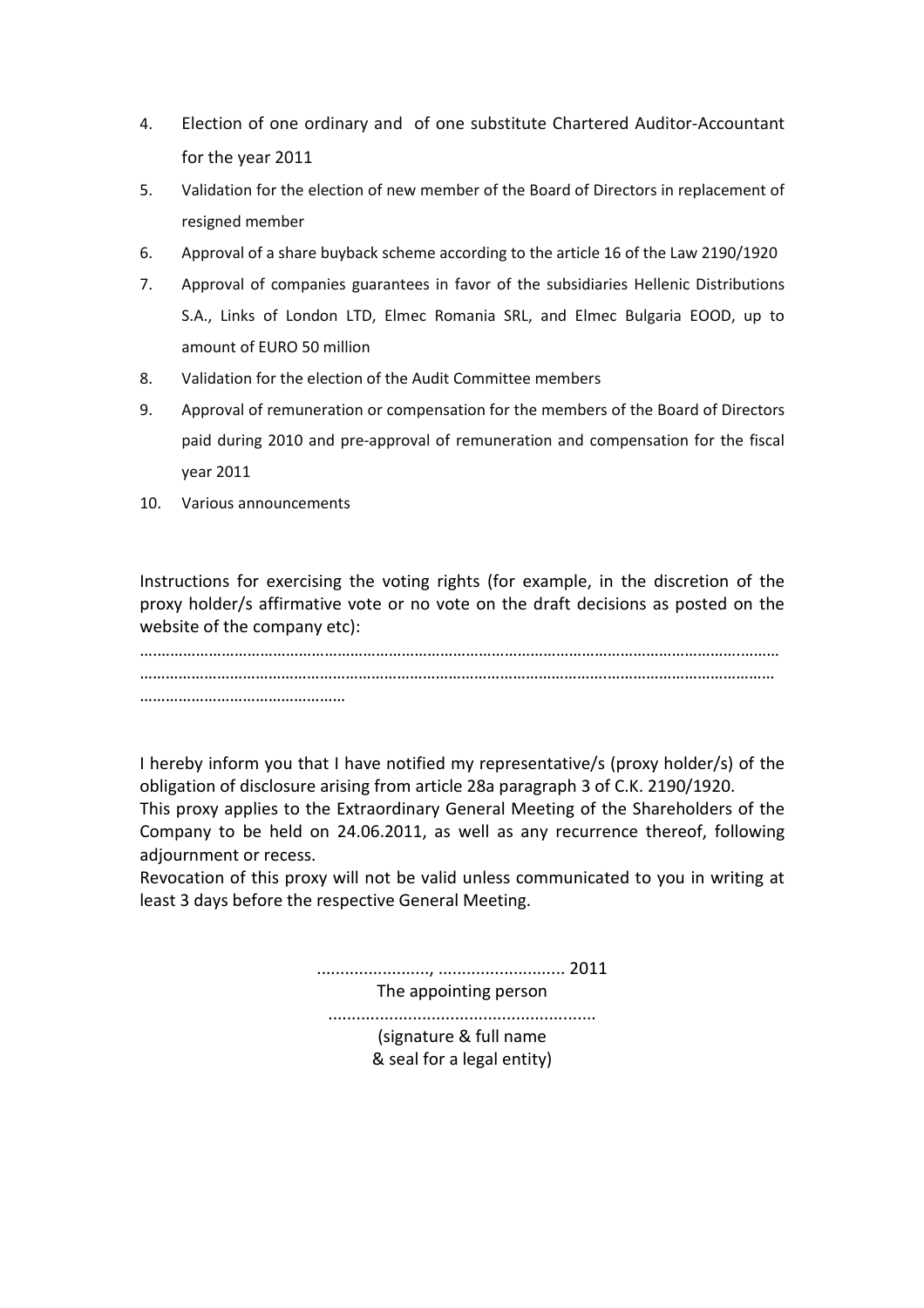4. Election of one ordinary and of one substitute Chartered Auditor-Accountant for the year 2011
5. Validation for the election of new member of the Board of Directors in replacement of resigned member
6. Approval of a share buyback scheme according to the article 16 of the Law 2190/1920
7. Approval of companies guarantees in favor of the subsidiaries Hellenic Distributions S.A., Links of London LTD, Elmec Romania SRL, and Elmec Bulgaria EOOD, up to amount of EURO 50 million
8. Validation for the election of the Audit Committee members
9. Approval of remuneration or compensation for the members of the Board of Directors paid during 2010 and pre-approval of remuneration and compensation for the fiscal year 2011
10. Various announcements

Instructions for exercising the voting rights (for example, in the discretion of the proxy holder/s affirmative vote or no vote on the draft decisions as posted on the website of the company etc):

……………………………………………………………………………………………………………………………………
……………………………………………………………………………………………………………………………………
…………………………………………

I hereby inform you that I have notified my representative/s (proxy holder/s) of the obligation of disclosure arising from article 28a paragraph 3 of C.K. 2190/1920.
This proxy applies to the Extraordinary General Meeting of the Shareholders of the Company to be held on 24.06.2011, as well as any recurrence thereof, following adjournment or recess.
Revocation of this proxy will not be valid unless communicated to you in writing at least 3 days before the respective General Meeting.

........................, ........................... 2011

The appointing person

.........................................................

(signature & full name
& seal for a legal entity)